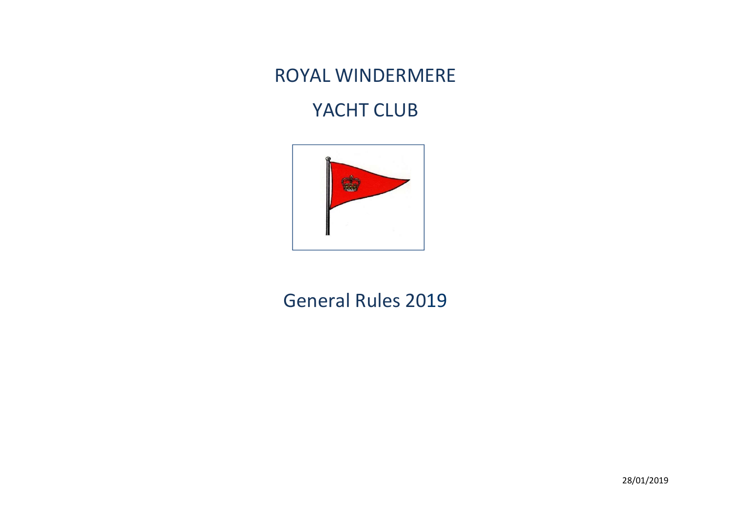# ROYAL WINDERMERE

# YACHT CLUB

## General Rules 2019

28/01/2019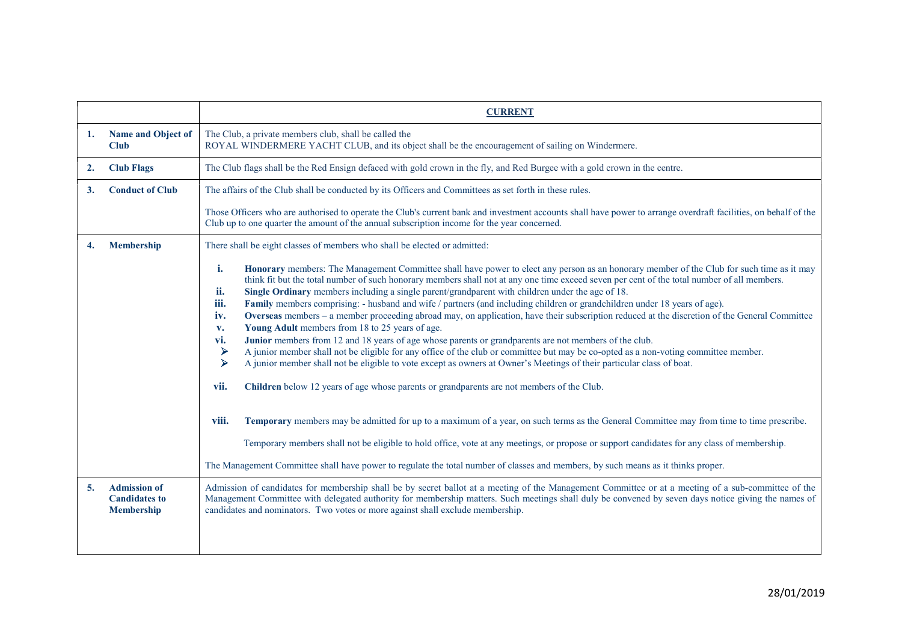| | **CURRENT** |
|---|---|
| **1. Name and Object of Club** | The Club, a private members club, shall be called the ROYAL WINDERMERE YACHT CLUB, and its object shall be the encouragement of sailing on Windermere. |
| **2. Club Flags** | The Club flags shall be the Red Ensign defaced with gold crown in the fly, and Red Burgee with a gold crown in the centre. |
| **3. Conduct of Club** | The affairs of the Club shall be conducted by its Officers and Committees as set forth in these rules.<br><br>Those Officers who are authorised to operate the Club's current bank and investment accounts shall have power to arrange overdraft facilities, on behalf of the Club up to one quarter the amount of the annual subscription income for the year concerned. |
| **4. Membership** | There shall be eight classes of members who shall be elected or admitted:<br><br>**i.** **Honorary** members: The Management Committee shall have power to elect any person as an honorary member of the Club for such time as it may think fit but the total number of such honorary members shall not at any one time exceed seven per cent of the total number of all members.<br>**ii.** **Single Ordinary** members including a single parent/grandparent with children under the age of 18.<br>**iii.** **Family** members comprising: - husband and wife / partners (and including children or grandchildren under 18 years of age).<br>**iv.** **Overseas** members – a member proceeding abroad may, on application, have their subscription reduced at the discretion of the General Committee<br>**v.** **Young Adult** members from 18 to 25 years of age.<br>**vi.** **Junior** members from 12 and 18 years of age whose parents or grandparents are not members of the club.<br>➢ A junior member shall not be eligible for any office of the club or committee but may be co-opted as a non-voting committee member.<br>➢ A junior member shall not be eligible to vote except as owners at Owner's Meetings of their particular class of boat.<br><br>**vii.** **Children** below 12 years of age whose parents or grandparents are not members of the Club.<br><br>**viii.** **Temporary** members may be admitted for up to a maximum of a year, on such terms as the General Committee may from time to time prescribe.<br><br>Temporary members shall not be eligible to hold office, vote at any meetings, or propose or support candidates for any class of membership.<br><br>The Management Committee shall have power to regulate the total number of classes and members, by such means as it thinks proper. |
| **5. Admission of Candidates to Membership** | Admission of candidates for membership shall be by secret ballot at a meeting of the Management Committee or at a meeting of a sub-committee of the Management Committee with delegated authority for membership matters. Such meetings shall duly be convened by seven days notice giving the names of candidates and nominators. Two votes or more against shall exclude membership. |

28/01/2019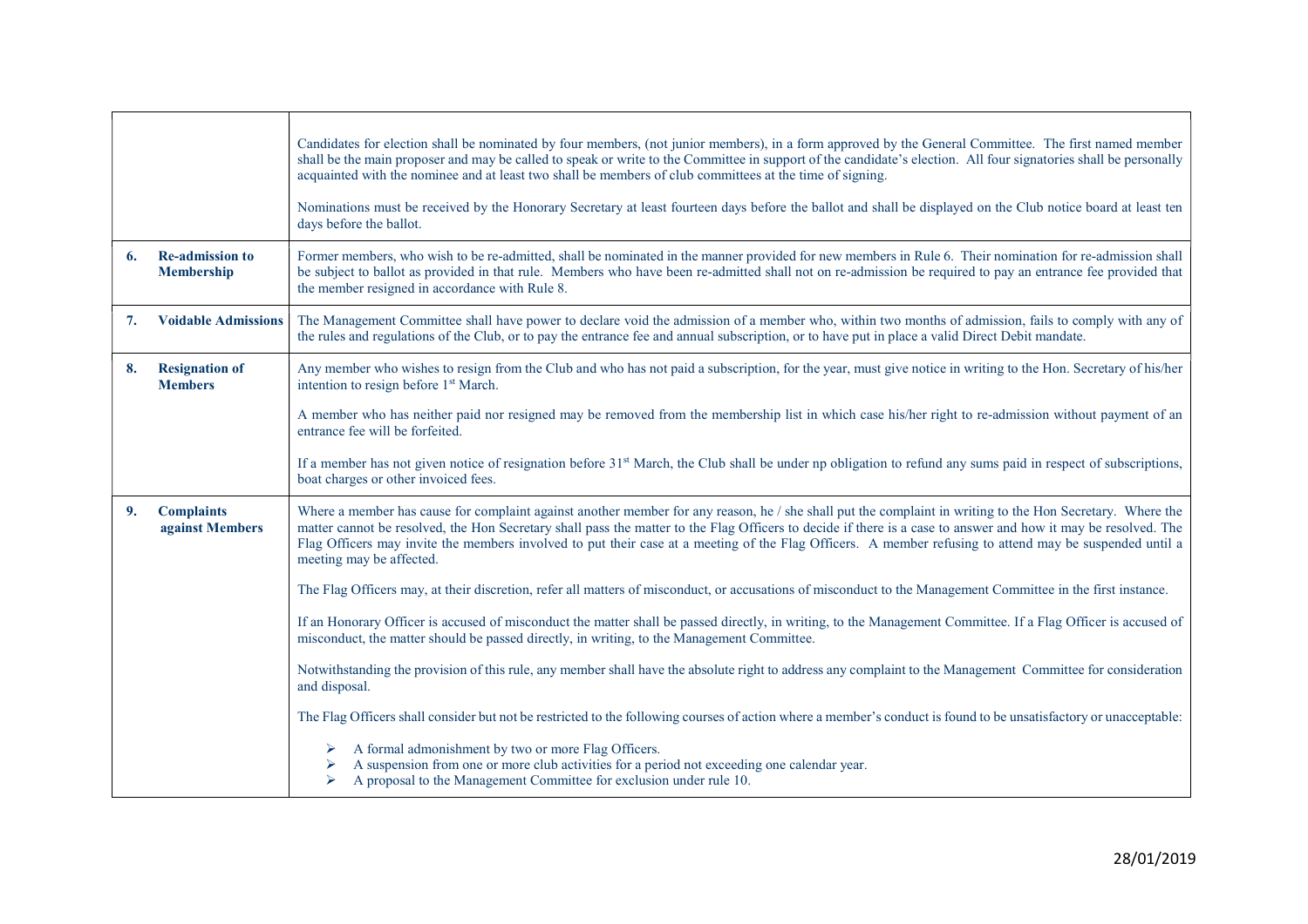| | |
|---|---|
| | Candidates for election shall be nominated by four members, (not junior members), in a form approved by the General Committee. The first named member shall be the main proposer and may be called to speak or write to the Committee in support of the candidate's election. All four signatories shall be personally acquainted with the nominee and at least two shall be members of club committees at the time of signing.<br><br>Nominations must be received by the Honorary Secretary at least fourteen days before the ballot and shall be displayed on the Club notice board at least ten days before the ballot. |
| **6. Re-admission to Membership** | Former members, who wish to be re-admitted, shall be nominated in the manner provided for new members in Rule 6. Their nomination for re-admission shall be subject to ballot as provided in that rule. Members who have been re-admitted shall not on re-admission be required to pay an entrance fee provided that the member resigned in accordance with Rule 8. |
| **7. Voidable Admissions** | The Management Committee shall have power to declare void the admission of a member who, within two months of admission, fails to comply with any of the rules and regulations of the Club, or to pay the entrance fee and annual subscription, or to have put in place a valid Direct Debit mandate. |
| **8. Resignation of Members** | Any member who wishes to resign from the Club and who has not paid a subscription, for the year, must give notice in writing to the Hon. Secretary of his/her intention to resign before 1st March.<br><br>A member who has neither paid nor resigned may be removed from the membership list in which case his/her right to re-admission without payment of an entrance fee will be forfeited.<br><br>If a member has not given notice of resignation before 31st March, the Club shall be under np obligation to refund any sums paid in respect of subscriptions, boat charges or other invoiced fees. |
| **9. Complaints against Members** | Where a member has cause for complaint against another member for any reason, he / she shall put the complaint in writing to the Hon Secretary. Where the matter cannot be resolved, the Hon Secretary shall pass the matter to the Flag Officers to decide if there is a case to answer and how it may be resolved. The Flag Officers may invite the members involved to put their case at a meeting of the Flag Officers. A member refusing to attend may be suspended until a meeting may be affected.<br><br>The Flag Officers may, at their discretion, refer all matters of misconduct, or accusations of misconduct to the Management Committee in the first instance.<br><br>If an Honorary Officer is accused of misconduct the matter shall be passed directly, in writing, to the Management Committee. If a Flag Officer is accused of misconduct, the matter should be passed directly, in writing, to the Management Committee.<br><br>Notwithstanding the provision of this rule, any member shall have the absolute right to address any complaint to the Management Committee for consideration and disposal.<br><br>The Flag Officers shall consider but not be restricted to the following courses of action where a member's conduct is found to be unsatisfactory or unacceptable:<br><br>➢ A formal admonishment by two or more Flag Officers.<br>➢ A suspension from one or more club activities for a period not exceeding one calendar year.<br>➢ A proposal to the Management Committee for exclusion under rule 10. |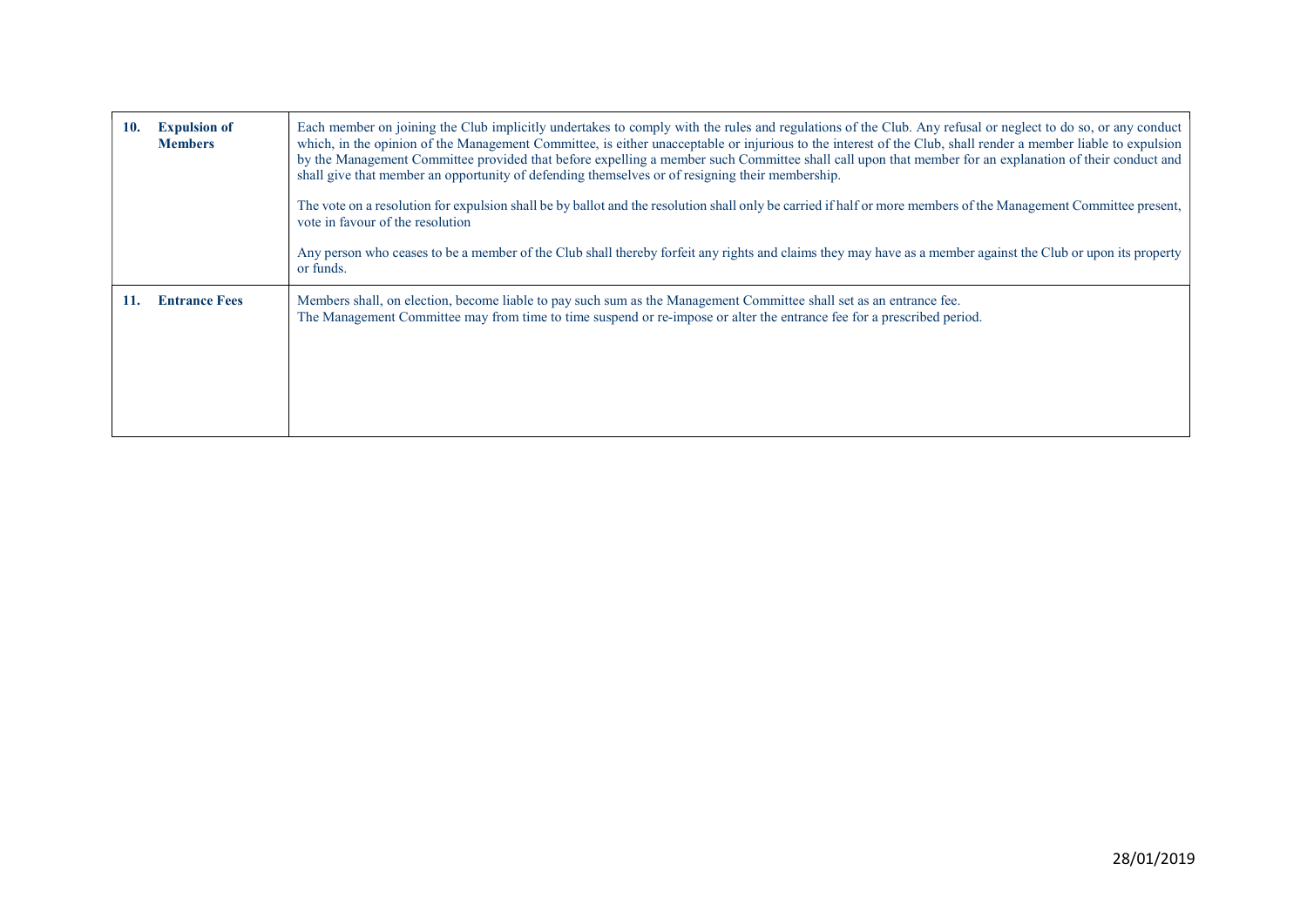| | |
|---|---|
| **10. Expulsion of Members** | Each member on joining the Club implicitly undertakes to comply with the rules and regulations of the Club. Any refusal or neglect to do so, or any conduct which, in the opinion of the Management Committee, is either unacceptable or injurious to the interest of the Club, shall render a member liable to expulsion by the Management Committee provided that before expelling a member such Committee shall call upon that member for an explanation of their conduct and shall give that member an opportunity of defending themselves or of resigning their membership.<br><br>The vote on a resolution for expulsion shall be by ballot and the resolution shall only be carried if half or more members of the Management Committee present, vote in favour of the resolution<br><br>Any person who ceases to be a member of the Club shall thereby forfeit any rights and claims they may have as a member against the Club or upon its property or funds. |
| **11. Entrance Fees** | Members shall, on election, become liable to pay such sum as the Management Committee shall set as an entrance fee.<br>The Management Committee may from time to time suspend or re-impose or alter the entrance fee for a prescribed period. |

28/01/2019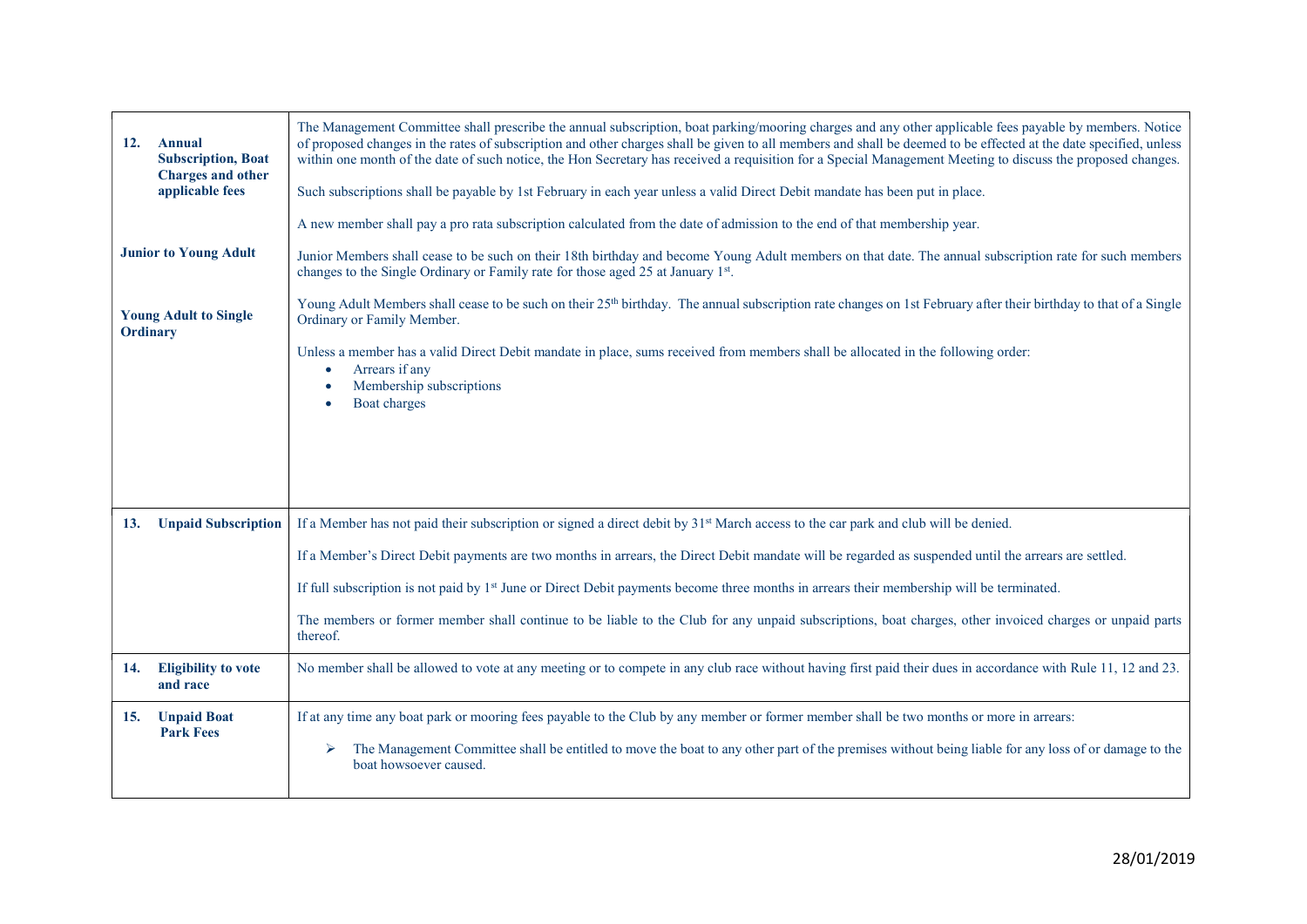| | |
|---|---|
| **12. Annual Subscription, Boat Charges and other applicable fees** | The Management Committee shall prescribe the annual subscription, boat parking/mooring charges and any other applicable fees payable by members. Notice of proposed changes in the rates of subscription and other charges shall be given to all members and shall be deemed to be effected at the date specified, unless within one month of the date of such notice, the Hon Secretary has received a requisition for a Special Management Meeting to discuss the proposed changes.<br><br>Such subscriptions shall be payable by 1st February in each year unless a valid Direct Debit mandate has been put in place.<br><br>A new member shall pay a pro rata subscription calculated from the date of admission to the end of that membership year. |
| **Junior to Young Adult** | Junior Members shall cease to be such on their 18th birthday and become Young Adult members on that date. The annual subscription rate for such members changes to the Single Ordinary or Family rate for those aged 25 at January 1st. |
| **Young Adult to Single Ordinary** | Young Adult Members shall cease to be such on their 25th birthday. The annual subscription rate changes on 1st February after their birthday to that of a Single Ordinary or Family Member.<br><br>Unless a member has a valid Direct Debit mandate in place, sums received from members shall be allocated in the following order:<br>• Arrears if any<br>• Membership subscriptions<br>• Boat charges |
| **13. Unpaid Subscription** | If a Member has not paid their subscription or signed a direct debit by 31st March access to the car park and club will be denied.<br><br>If a Member's Direct Debit payments are two months in arrears, the Direct Debit mandate will be regarded as suspended until the arrears are settled.<br><br>If full subscription is not paid by 1st June or Direct Debit payments become three months in arrears their membership will be terminated.<br><br>The members or former member shall continue to be liable to the Club for any unpaid subscriptions, boat charges, other invoiced charges or unpaid parts thereof. |
| **14. Eligibility to vote and race** | No member shall be allowed to vote at any meeting or to compete in any club race without having first paid their dues in accordance with Rule 11, 12 and 23. |
| **15. Unpaid Boat Park Fees** | If at any time any boat park or mooring fees payable to the Club by any member or former member shall be two months or more in arrears:<br><br>➢ The Management Committee shall be entitled to move the boat to any other part of the premises without being liable for any loss of or damage to the boat howsoever caused. |

28/01/2019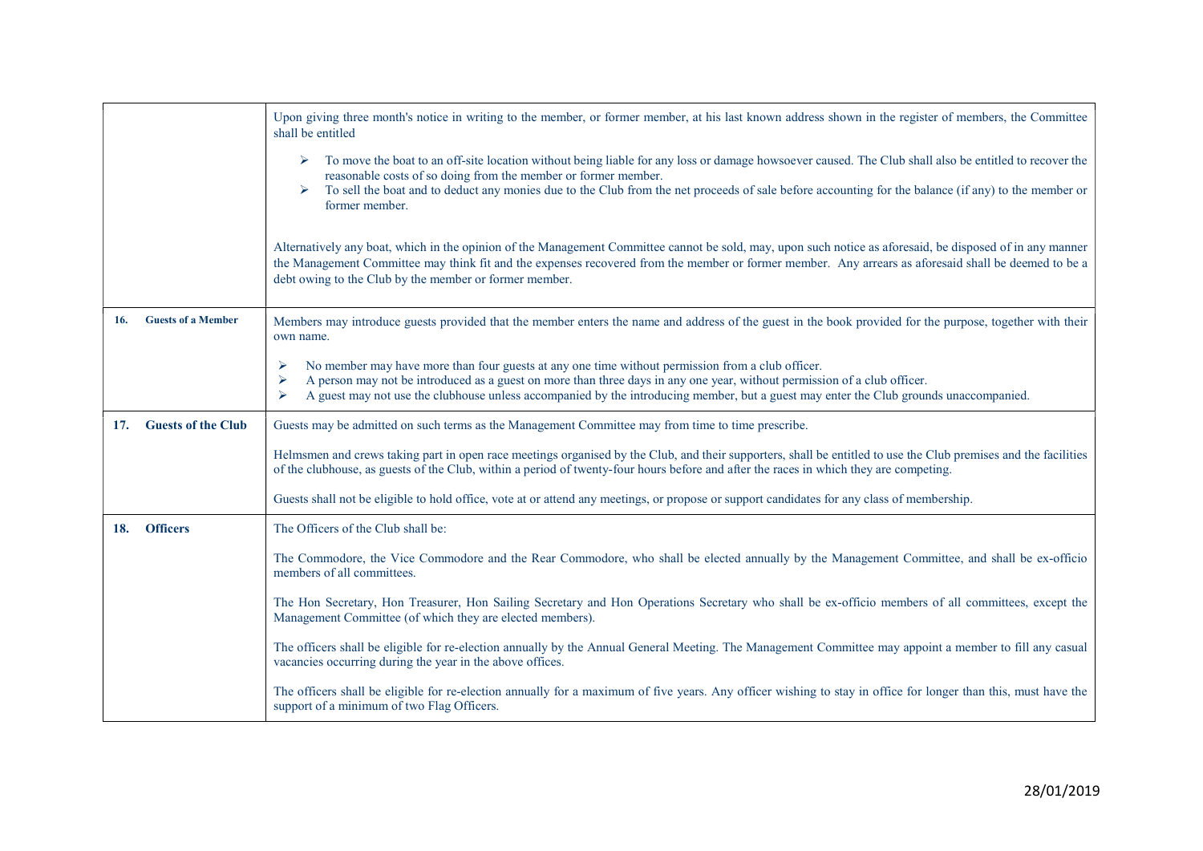| | |
|---|---|
| | Upon giving three month's notice in writing to the member, or former member, at his last known address shown in the register of members, the Committee shall be entitled<br><br>➢ To move the boat to an off-site location without being liable for any loss or damage howsoever caused. The Club shall also be entitled to recover the reasonable costs of so doing from the member or former member.<br>➢ To sell the boat and to deduct any monies due to the Club from the net proceeds of sale before accounting for the balance (if any) to the member or former member.<br><br>Alternatively any boat, which in the opinion of the Management Committee cannot be sold, may, upon such notice as aforesaid, be disposed of in any manner the Management Committee may think fit and the expenses recovered from the member or former member. Any arrears as aforesaid shall be deemed to be a debt owing to the Club by the member or former member. |
| **16. Guests of a Member** | Members may introduce guests provided that the member enters the name and address of the guest in the book provided for the purpose, together with their own name.<br><br>➢ No member may have more than four guests at any one time without permission from a club officer.<br>➢ A person may not be introduced as a guest on more than three days in any one year, without permission of a club officer.<br>➢ A guest may not use the clubhouse unless accompanied by the introducing member, but a guest may enter the Club grounds unaccompanied. |
| **17. Guests of the Club** | Guests may be admitted on such terms as the Management Committee may from time to time prescribe.<br><br>Helmsmen and crews taking part in open race meetings organised by the Club, and their supporters, shall be entitled to use the Club premises and the facilities of the clubhouse, as guests of the Club, within a period of twenty-four hours before and after the races in which they are competing.<br><br>Guests shall not be eligible to hold office, vote at or attend any meetings, or propose or support candidates for any class of membership. |
| **18. Officers** | The Officers of the Club shall be:<br><br>The Commodore, the Vice Commodore and the Rear Commodore, who shall be elected annually by the Management Committee, and shall be ex-officio members of all committees.<br><br>The Hon Secretary, Hon Treasurer, Hon Sailing Secretary and Hon Operations Secretary who shall be ex-officio members of all committees, except the Management Committee (of which they are elected members).<br><br>The officers shall be eligible for re-election annually by the Annual General Meeting. The Management Committee may appoint a member to fill any casual vacancies occurring during the year in the above offices.<br><br>The officers shall be eligible for re-election annually for a maximum of five years. Any officer wishing to stay in office for longer than this, must have the support of a minimum of two Flag Officers. |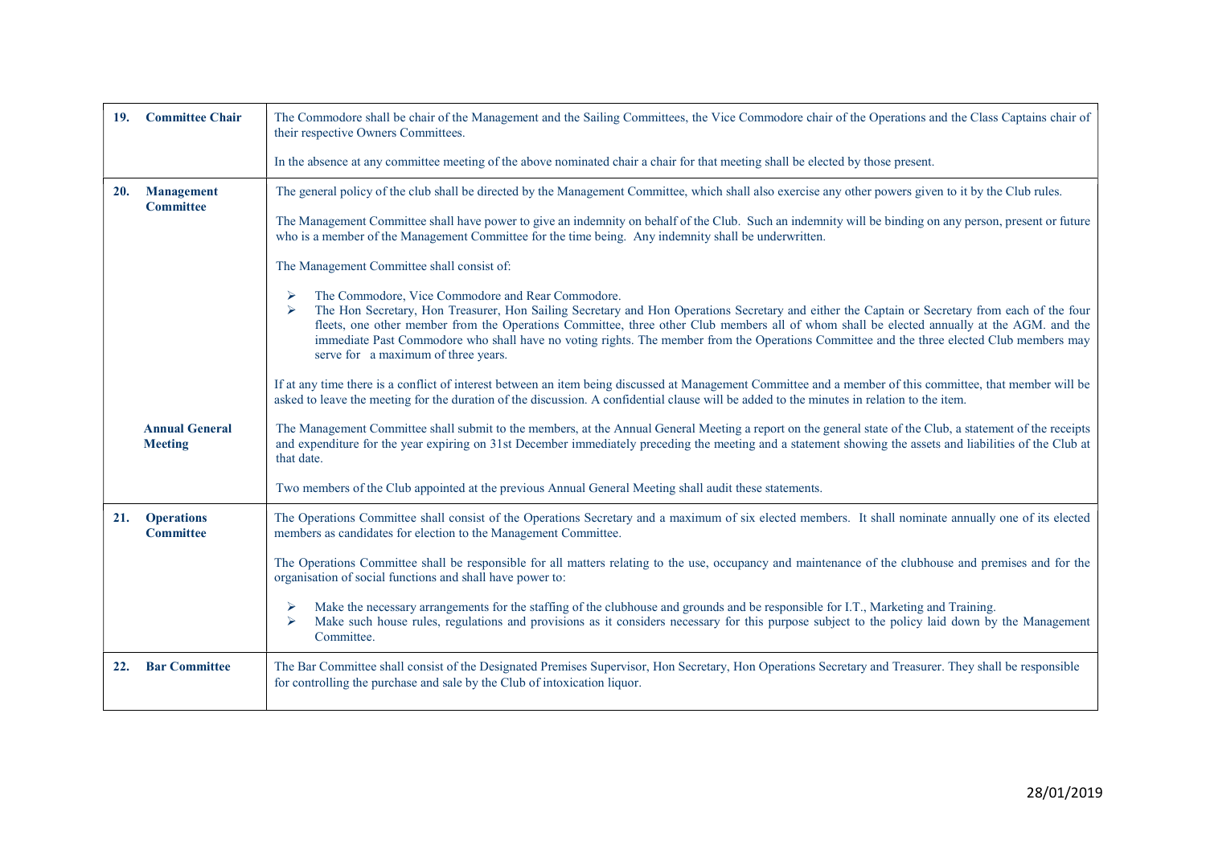| | |
|---|---|
| **19. Committee Chair** | The Commodore shall be chair of the Management and the Sailing Committees, the Vice Commodore chair of the Operations and the Class Captains chair of their respective Owners Committees.<br><br>In the absence at any committee meeting of the above nominated chair a chair for that meeting shall be elected by those present. |
| **20. Management Committee** | The general policy of the club shall be directed by the Management Committee, which shall also exercise any other powers given to it by the Club rules.<br><br>The Management Committee shall have power to give an indemnity on behalf of the Club. Such an indemnity will be binding on any person, present or future who is a member of the Management Committee for the time being. Any indemnity shall be underwritten.<br><br>The Management Committee shall consist of:<br><br>➢ The Commodore, Vice Commodore and Rear Commodore.<br>➢ The Hon Secretary, Hon Treasurer, Hon Sailing Secretary and Hon Operations Secretary and either the Captain or Secretary from each of the four fleets, one other member from the Operations Committee, three other Club members all of whom shall be elected annually at the AGM. and the immediate Past Commodore who shall have no voting rights. The member from the Operations Committee and the three elected Club members may serve for a maximum of three years.<br><br>If at any time there is a conflict of interest between an item being discussed at Management Committee and a member of this committee, that member will be asked to leave the meeting for the duration of the discussion. A confidential clause will be added to the minutes in relation to the item. |
| **Annual General Meeting** | The Management Committee shall submit to the members, at the Annual General Meeting a report on the general state of the Club, a statement of the receipts and expenditure for the year expiring on 31st December immediately preceding the meeting and a statement showing the assets and liabilities of the Club at that date.<br><br>Two members of the Club appointed at the previous Annual General Meeting shall audit these statements. |
| **21. Operations Committee** | The Operations Committee shall consist of the Operations Secretary and a maximum of six elected members. It shall nominate annually one of its elected members as candidates for election to the Management Committee.<br><br>The Operations Committee shall be responsible for all matters relating to the use, occupancy and maintenance of the clubhouse and premises and for the organisation of social functions and shall have power to:<br><br>➢ Make the necessary arrangements for the staffing of the clubhouse and grounds and be responsible for I.T., Marketing and Training.<br>➢ Make such house rules, regulations and provisions as it considers necessary for this purpose subject to the policy laid down by the Management Committee. |
| **22. Bar Committee** | The Bar Committee shall consist of the Designated Premises Supervisor, Hon Secretary, Hon Operations Secretary and Treasurer. They shall be responsible for controlling the purchase and sale by the Club of intoxication liquor. |

28/01/2019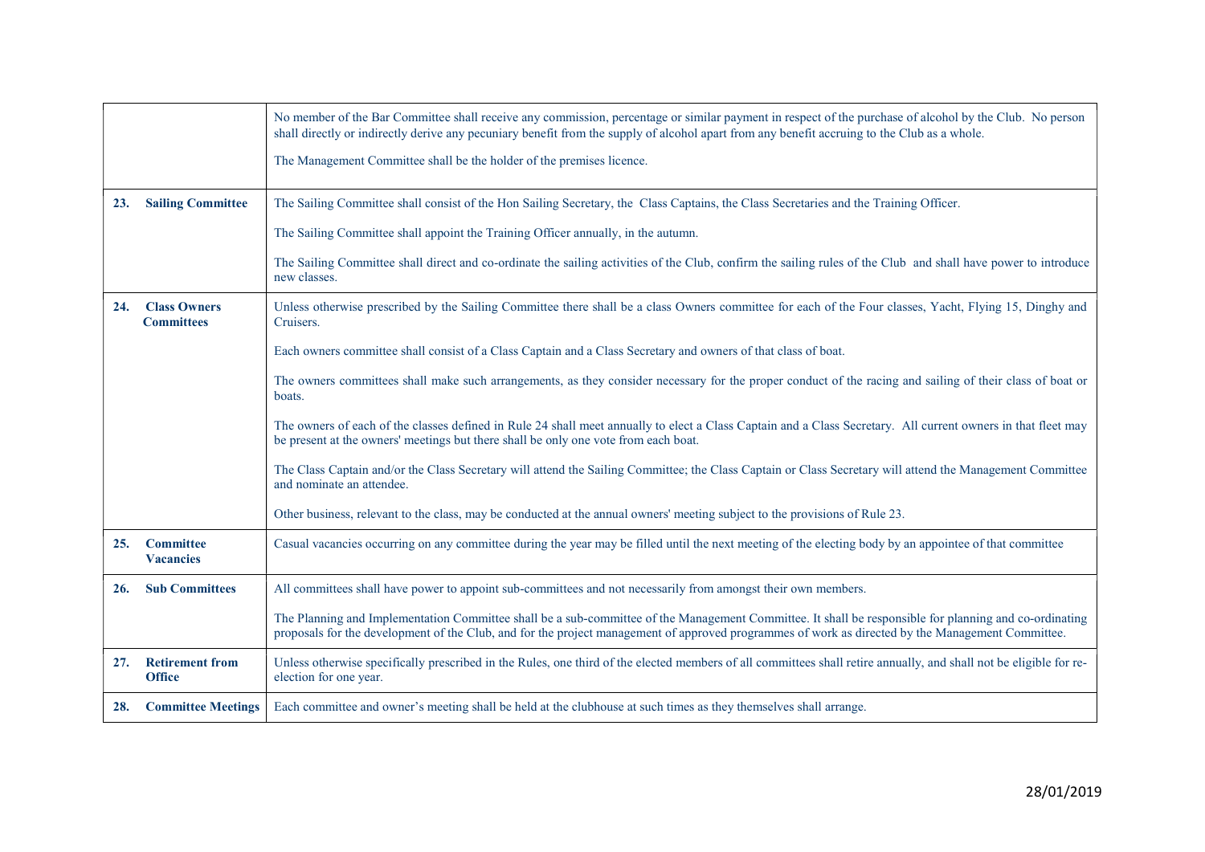| | |
|---|---|
| | No member of the Bar Committee shall receive any commission, percentage or similar payment in respect of the purchase of alcohol by the Club. No person shall directly or indirectly derive any pecuniary benefit from the supply of alcohol apart from any benefit accruing to the Club as a whole.<br><br>The Management Committee shall be the holder of the premises licence. |
| **23. Sailing Committee** | The Sailing Committee shall consist of the Hon Sailing Secretary, the Class Captains, the Class Secretaries and the Training Officer.<br><br>The Sailing Committee shall appoint the Training Officer annually, in the autumn.<br><br>The Sailing Committee shall direct and co-ordinate the sailing activities of the Club, confirm the sailing rules of the Club and shall have power to introduce new classes. |
| **24. Class Owners Committees** | Unless otherwise prescribed by the Sailing Committee there shall be a class Owners committee for each of the Four classes, Yacht, Flying 15, Dinghy and Cruisers.<br><br>Each owners committee shall consist of a Class Captain and a Class Secretary and owners of that class of boat.<br><br>The owners committees shall make such arrangements, as they consider necessary for the proper conduct of the racing and sailing of their class of boat or boats.<br><br>The owners of each of the classes defined in Rule 24 shall meet annually to elect a Class Captain and a Class Secretary. All current owners in that fleet may be present at the owners' meetings but there shall be only one vote from each boat.<br><br>The Class Captain and/or the Class Secretary will attend the Sailing Committee; the Class Captain or Class Secretary will attend the Management Committee and nominate an attendee.<br><br>Other business, relevant to the class, may be conducted at the annual owners' meeting subject to the provisions of Rule 23. |
| **25. Committee Vacancies** | Casual vacancies occurring on any committee during the year may be filled until the next meeting of the electing body by an appointee of that committee |
| **26. Sub Committees** | All committees shall have power to appoint sub-committees and not necessarily from amongst their own members.<br><br>The Planning and Implementation Committee shall be a sub-committee of the Management Committee. It shall be responsible for planning and co-ordinating proposals for the development of the Club, and for the project management of approved programmes of work as directed by the Management Committee. |
| **27. Retirement from Office** | Unless otherwise specifically prescribed in the Rules, one third of the elected members of all committees shall retire annually, and shall not be eligible for re-election for one year. |
| **28. Committee Meetings** | Each committee and owner's meeting shall be held at the clubhouse at such times as they themselves shall arrange. |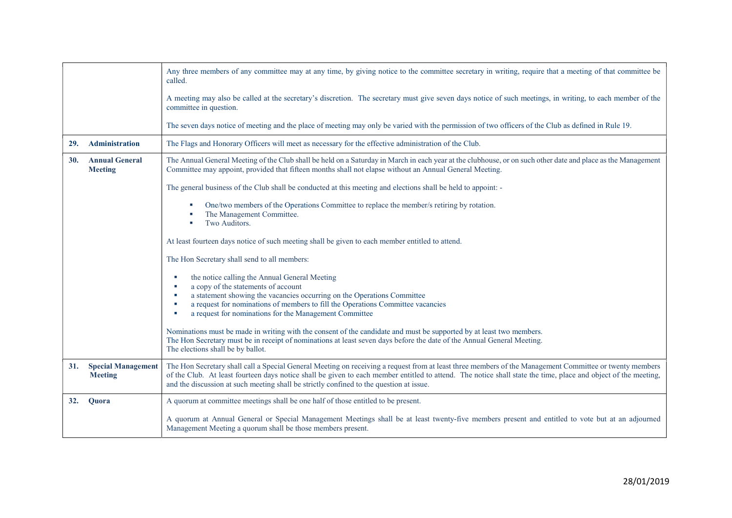| | |
|---|---|
| | Any three members of any committee may at any time, by giving notice to the committee secretary in writing, require that a meeting of that committee be called.<br><br>A meeting may also be called at the secretary's discretion. The secretary must give seven days notice of such meetings, in writing, to each member of the committee in question.<br><br>The seven days notice of meeting and the place of meeting may only be varied with the permission of two officers of the Club as defined in Rule 19. |
| **29. Administration** | The Flags and Honorary Officers will meet as necessary for the effective administration of the Club. |
| **30. Annual General Meeting** | The Annual General Meeting of the Club shall be held on a Saturday in March in each year at the clubhouse, or on such other date and place as the Management Committee may appoint, provided that fifteen months shall not elapse without an Annual General Meeting.<br><br>The general business of the Club shall be conducted at this meeting and elections shall be held to appoint: -<br><br>▪ One/two members of the Operations Committee to replace the member/s retiring by rotation.<br>▪ The Management Committee.<br>▪ Two Auditors.<br><br>At least fourteen days notice of such meeting shall be given to each member entitled to attend.<br><br>The Hon Secretary shall send to all members:<br><br>▪ the notice calling the Annual General Meeting<br>▪ a copy of the statements of account<br>▪ a statement showing the vacancies occurring on the Operations Committee<br>▪ a request for nominations of members to fill the Operations Committee vacancies<br>▪ a request for nominations for the Management Committee<br><br>Nominations must be made in writing with the consent of the candidate and must be supported by at least two members.<br>The Hon Secretary must be in receipt of nominations at least seven days before the date of the Annual General Meeting.<br>The elections shall be by ballot. |
| **31. Special Management Meeting** | The Hon Secretary shall call a Special General Meeting on receiving a request from at least three members of the Management Committee or twenty members of the Club. At least fourteen days notice shall be given to each member entitled to attend. The notice shall state the time, place and object of the meeting, and the discussion at such meeting shall be strictly confined to the question at issue. |
| **32. Quora** | A quorum at committee meetings shall be one half of those entitled to be present.<br><br>A quorum at Annual General or Special Management Meetings shall be at least twenty-five members present and entitled to vote but at an adjourned Management Meeting a quorum shall be those members present. |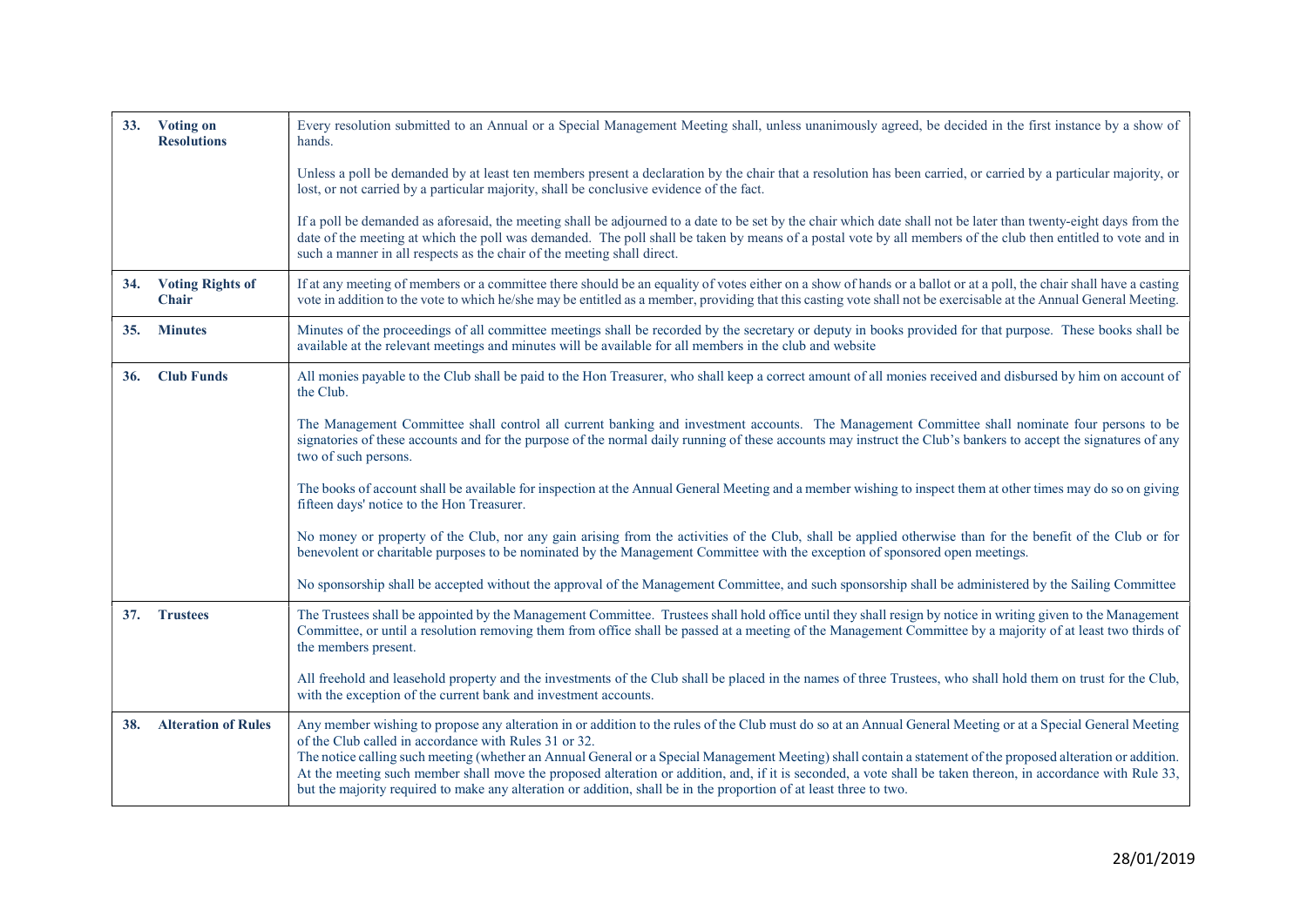| | | |
|---|---|---|
| **33.** | **Voting on Resolutions** | Every resolution submitted to an Annual or a Special Management Meeting shall, unless unanimously agreed, be decided in the first instance by a show of hands.<br><br>Unless a poll be demanded by at least ten members present a declaration by the chair that a resolution has been carried, or carried by a particular majority, or lost, or not carried by a particular majority, shall be conclusive evidence of the fact.<br><br>If a poll be demanded as aforesaid, the meeting shall be adjourned to a date to be set by the chair which date shall not be later than twenty-eight days from the date of the meeting at which the poll was demanded. The poll shall be taken by means of a postal vote by all members of the club then entitled to vote and in such a manner in all respects as the chair of the meeting shall direct. |
| **34.** | **Voting Rights of Chair** | If at any meeting of members or a committee there should be an equality of votes either on a show of hands or a ballot or at a poll, the chair shall have a casting vote in addition to the vote to which he/she may be entitled as a member, providing that this casting vote shall not be exercisable at the Annual General Meeting. |
| **35.** | **Minutes** | Minutes of the proceedings of all committee meetings shall be recorded by the secretary or deputy in books provided for that purpose. These books shall be available at the relevant meetings and minutes will be available for all members in the club and website |
| **36.** | **Club Funds** | All monies payable to the Club shall be paid to the Hon Treasurer, who shall keep a correct amount of all monies received and disbursed by him on account of the Club.<br><br>The Management Committee shall control all current banking and investment accounts. The Management Committee shall nominate four persons to be signatories of these accounts and for the purpose of the normal daily running of these accounts may instruct the Club's bankers to accept the signatures of any two of such persons.<br><br>The books of account shall be available for inspection at the Annual General Meeting and a member wishing to inspect them at other times may do so on giving fifteen days' notice to the Hon Treasurer.<br><br>No money or property of the Club, nor any gain arising from the activities of the Club, shall be applied otherwise than for the benefit of the Club or for benevolent or charitable purposes to be nominated by the Management Committee with the exception of sponsored open meetings.<br><br>No sponsorship shall be accepted without the approval of the Management Committee, and such sponsorship shall be administered by the Sailing Committee |
| **37.** | **Trustees** | The Trustees shall be appointed by the Management Committee. Trustees shall hold office until they shall resign by notice in writing given to the Management Committee, or until a resolution removing them from office shall be passed at a meeting of the Management Committee by a majority of at least two thirds of the members present.<br><br>All freehold and leasehold property and the investments of the Club shall be placed in the names of three Trustees, who shall hold them on trust for the Club, with the exception of the current bank and investment accounts. |
| **38.** | **Alteration of Rules** | Any member wishing to propose any alteration in or addition to the rules of the Club must do so at an Annual General Meeting or at a Special General Meeting of the Club called in accordance with Rules 31 or 32.<br>The notice calling such meeting (whether an Annual General or a Special Management Meeting) shall contain a statement of the proposed alteration or addition. At the meeting such member shall move the proposed alteration or addition, and, if it is seconded, a vote shall be taken thereon, in accordance with Rule 33, but the majority required to make any alteration or addition, shall be in the proportion of at least three to two. |

28/01/2019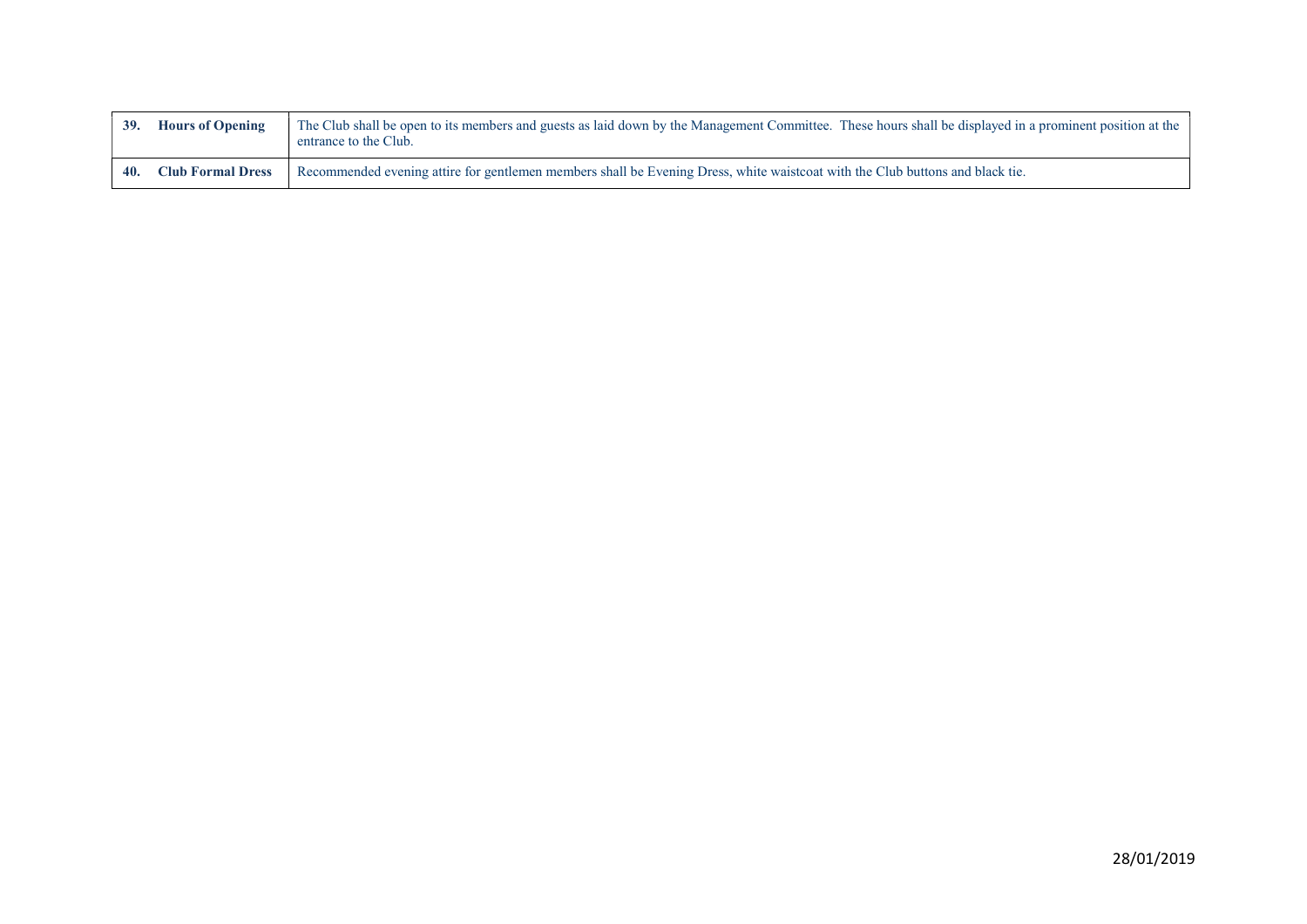| | |
|---|---|
| **39. Hours of Opening** | The Club shall be open to its members and guests as laid down by the Management Committee. These hours shall be displayed in a prominent position at the entrance to the Club. |
| **40. Club Formal Dress** | Recommended evening attire for gentlemen members shall be Evening Dress, white waistcoat with the Club buttons and black tie. |

28/01/2019